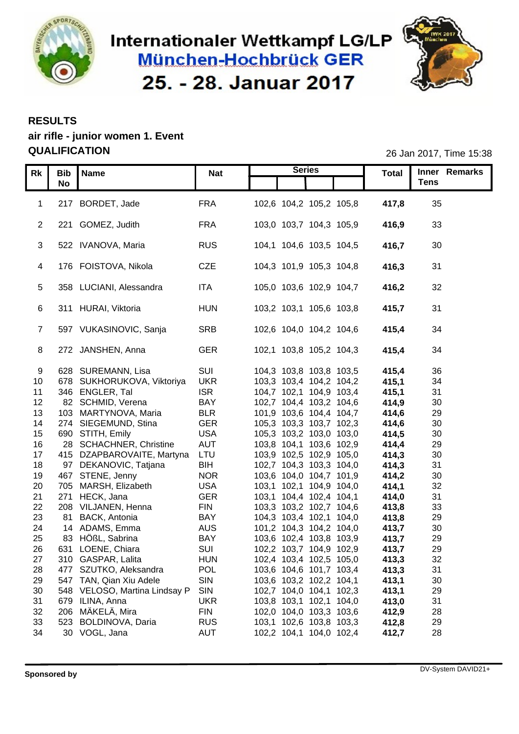# Internationaler Wettkampf LG/LP

## München-Hochbrück GER

## 25. - 28. Januar 2017

**RESULTS**

**air rifle - junior women 1. Event**

**QUALIFICATION**

26 Jan 2017, Time 15:38

| Rk | Bib No | Name | Nat | Series | | | | Total | Inner Tens | Remarks |
|---|---|---|---|---|---|---|---|---|---|---|
| 1 | 217 | BORDET, Jade | FRA | 102,6 | 104,2 | 105,2 | 105,8 | **417,8** | 35 | |
| 2 | 221 | GOMEZ, Judith | FRA | 103,0 | 103,7 | 104,3 | 105,9 | **416,9** | 33 | |
| 3 | 522 | IVANOVA, Maria | RUS | 104,1 | 104,6 | 103,5 | 104,5 | **416,7** | 30 | |
| 4 | 176 | FOISTOVA, Nikola | CZE | 104,3 | 101,9 | 105,3 | 104,8 | **416,3** | 31 | |
| 5 | 358 | LUCIANI, Alessandra | ITA | 105,0 | 103,6 | 102,9 | 104,7 | **416,2** | 32 | |
| 6 | 311 | HURAI, Viktoria | HUN | 103,2 | 103,1 | 105,6 | 103,8 | **415,7** | 31 | |
| 7 | 597 | VUKASINOVIC, Sanja | SRB | 102,6 | 104,0 | 104,2 | 104,6 | **415,4** | 34 | |
| 8 | 272 | JANSHEN, Anna | GER | 102,1 | 103,8 | 105,2 | 104,3 | **415,4** | 34 | |
| 9 | 628 | SUREMANN, Lisa | SUI | 104,3 | 103,8 | 103,8 | 103,5 | **415,4** | 36 | |
| 10 | 678 | SUKHORUKOVA, Viktoriya | UKR | 103,3 | 103,4 | 104,2 | 104,2 | **415,1** | 34 | |
| 11 | 346 | ENGLER, Tal | ISR | 104,7 | 102,1 | 104,9 | 103,4 | **415,1** | 31 | |
| 12 | 82 | SCHMID, Verena | BAY | 102,7 | 104,4 | 103,2 | 104,6 | **414,9** | 30 | |
| 13 | 103 | MARTYNOVA, Maria | BLR | 101,9 | 103,6 | 104,4 | 104,7 | **414,6** | 29 | |
| 14 | 274 | SIEGEMUND, Stina | GER | 105,3 | 103,3 | 103,7 | 102,3 | **414,6** | 30 | |
| 15 | 690 | STITH, Emily | USA | 105,3 | 103,2 | 103,0 | 103,0 | **414,5** | 30 | |
| 16 | 28 | SCHACHNER, Christine | AUT | 103,8 | 104,1 | 103,6 | 102,9 | **414,4** | 29 | |
| 17 | 415 | DZAPBAROVAITE, Martyna | LTU | 103,9 | 102,5 | 102,9 | 105,0 | **414,3** | 30 | |
| 18 | 97 | DEKANOVIC, Tatjana | BIH | 102,7 | 104,3 | 103,3 | 104,0 | **414,3** | 31 | |
| 19 | 467 | STENE, Jenny | NOR | 103,6 | 104,0 | 104,7 | 101,9 | **414,2** | 30 | |
| 20 | 705 | MARSH, Elizabeth | USA | 103,1 | 102,1 | 104,9 | 104,0 | **414,1** | 32 | |
| 21 | 271 | HECK, Jana | GER | 103,1 | 104,4 | 102,4 | 104,1 | **414,0** | 31 | |
| 22 | 208 | VILJANEN, Henna | FIN | 103,3 | 103,2 | 102,7 | 104,6 | **413,8** | 33 | |
| 23 | 81 | BACK, Antonia | BAY | 104,3 | 103,4 | 102,1 | 104,0 | **413,8** | 29 | |
| 24 | 14 | ADAMS, Emma | AUS | 101,2 | 104,3 | 104,2 | 104,0 | **413,7** | 30 | |
| 25 | 83 | HÖßL, Sabrina | BAY | 103,6 | 102,4 | 103,8 | 103,9 | **413,7** | 29 | |
| 26 | 631 | LOENE, Chiara | SUI | 102,2 | 103,7 | 104,9 | 102,9 | **413,7** | 29 | |
| 27 | 310 | GASPAR, Lalita | HUN | 102,4 | 103,4 | 102,5 | 105,0 | **413,3** | 32 | |
| 28 | 477 | SZUTKO, Aleksandra | POL | 103,6 | 104,6 | 101,7 | 103,4 | **413,3** | 31 | |
| 29 | 547 | TAN, Qian Xiu Adele | SIN | 103,6 | 103,2 | 102,2 | 104,1 | **413,1** | 30 | |
| 30 | 548 | VELOSO, Martina Lindsay P | SIN | 102,7 | 104,0 | 104,1 | 102,3 | **413,1** | 29 | |
| 31 | 679 | ILINA, Anna | UKR | 103,8 | 103,1 | 102,1 | 104,0 | **413,0** | 31 | |
| 32 | 206 | MÄKELÄ, Mira | FIN | 102,0 | 104,0 | 103,3 | 103,6 | **412,9** | 28 | |
| 33 | 523 | BOLDINOVA, Daria | RUS | 103,1 | 102,6 | 103,8 | 103,3 | **412,8** | 29 | |
| 34 | 30 | VOGL, Jana | AUT | 102,2 | 104,1 | 104,0 | 102,4 | **412,7** | 28 | |

**Sponsored by**

DV-System DAVID21+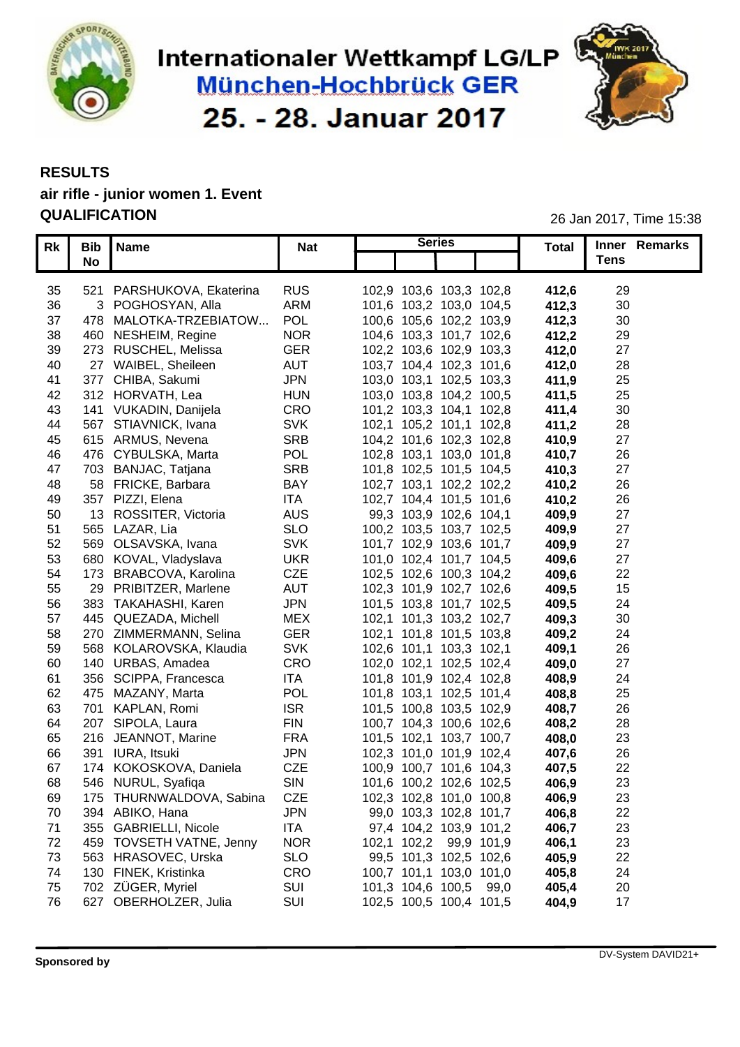# Internationaler Wettkampf LG/LP

## München-Hochbrück GER

## 25. - 28. Januar 2017

**RESULTS**

**air rifle - junior women 1. Event**

**QUALIFICATION**

26 Jan 2017, Time 15:38

| Rk | Bib No | Name | Nat | Series | | | | Total | Inner Tens | Remarks |
|---|---|---|---|---|---|---|---|---|---|---|
| 35 | 521 | PARSHUKOVA, Ekaterina | RUS | 102,9 | 103,6 | 103,3 | 102,8 | **412,6** | 29 | |
| 36 | 3 | POGHOSYAN, Alla | ARM | 101,6 | 103,2 | 103,0 | 104,5 | **412,3** | 30 | |
| 37 | 478 | MALOTKA-TRZEBIATOW... | POL | 100,6 | 105,6 | 102,2 | 103,9 | **412,3** | 30 | |
| 38 | 460 | NESHEIM, Regine | NOR | 104,6 | 103,3 | 101,7 | 102,6 | **412,2** | 29 | |
| 39 | 273 | RUSCHEL, Melissa | GER | 102,2 | 103,6 | 102,9 | 103,3 | **412,0** | 27 | |
| 40 | 27 | WAIBEL, Sheileen | AUT | 103,7 | 104,4 | 102,3 | 101,6 | **412,0** | 28 | |
| 41 | 377 | CHIBA, Sakumi | JPN | 103,0 | 103,1 | 102,5 | 103,3 | **411,9** | 25 | |
| 42 | 312 | HORVATH, Lea | HUN | 103,0 | 103,8 | 104,2 | 100,5 | **411,5** | 25 | |
| 43 | 141 | VUKADIN, Danijela | CRO | 101,2 | 103,3 | 104,1 | 102,8 | **411,4** | 30 | |
| 44 | 567 | STIAVNICK, Ivana | SVK | 102,1 | 105,2 | 101,1 | 102,8 | **411,2** | 28 | |
| 45 | 615 | ARMUS, Nevena | SRB | 104,2 | 101,6 | 102,3 | 102,8 | **410,9** | 27 | |
| 46 | 476 | CYBULSKA, Marta | POL | 102,8 | 103,1 | 103,0 | 101,8 | **410,7** | 26 | |
| 47 | 703 | BANJAC, Tatjana | SRB | 101,8 | 102,5 | 101,5 | 104,5 | **410,3** | 27 | |
| 48 | 58 | FRICKE, Barbara | BAY | 102,7 | 103,1 | 102,2 | 102,2 | **410,2** | 26 | |
| 49 | 357 | PIZZI, Elena | ITA | 102,7 | 104,4 | 101,5 | 101,6 | **410,2** | 26 | |
| 50 | 13 | ROSSITER, Victoria | AUS | 99,3 | 103,9 | 102,6 | 104,1 | **409,9** | 27 | |
| 51 | 565 | LAZAR, Lia | SLO | 100,2 | 103,5 | 103,7 | 102,5 | **409,9** | 27 | |
| 52 | 569 | OLSAVSKA, Ivana | SVK | 101,7 | 102,9 | 103,6 | 101,7 | **409,9** | 27 | |
| 53 | 680 | KOVAL, Vladyslava | UKR | 101,0 | 102,4 | 101,7 | 104,5 | **409,6** | 27 | |
| 54 | 173 | BRABCOVA, Karolina | CZE | 102,5 | 102,6 | 100,3 | 104,2 | **409,6** | 22 | |
| 55 | 29 | PRIBITZER, Marlene | AUT | 102,3 | 101,9 | 102,7 | 102,6 | **409,5** | 15 | |
| 56 | 383 | TAKAHASHI, Karen | JPN | 101,5 | 103,8 | 101,7 | 102,5 | **409,5** | 24 | |
| 57 | 445 | QUEZADA, Michell | MEX | 102,1 | 101,3 | 103,2 | 102,7 | **409,3** | 30 | |
| 58 | 270 | ZIMMERMANN, Selina | GER | 102,1 | 101,8 | 101,5 | 103,8 | **409,2** | 24 | |
| 59 | 568 | KOLAROVSKA, Klaudia | SVK | 102,6 | 101,1 | 103,3 | 102,1 | **409,1** | 26 | |
| 60 | 140 | URBAS, Amadea | CRO | 102,0 | 102,1 | 102,5 | 102,4 | **409,0** | 27 | |
| 61 | 356 | SCIPPA, Francesca | ITA | 101,8 | 101,9 | 102,4 | 102,8 | **408,9** | 24 | |
| 62 | 475 | MAZANY, Marta | POL | 101,8 | 103,1 | 102,5 | 101,4 | **408,8** | 25 | |
| 63 | 701 | KAPLAN, Romi | ISR | 101,5 | 100,8 | 103,5 | 102,9 | **408,7** | 26 | |
| 64 | 207 | SIPOLA, Laura | FIN | 100,7 | 104,3 | 100,6 | 102,6 | **408,2** | 28 | |
| 65 | 216 | JEANNOT, Marine | FRA | 101,5 | 102,1 | 103,7 | 100,7 | **408,0** | 23 | |
| 66 | 391 | IURA, Itsuki | JPN | 102,3 | 101,0 | 101,9 | 102,4 | **407,6** | 26 | |
| 67 | 174 | KOKOSKOVA, Daniela | CZE | 100,9 | 100,7 | 101,6 | 104,3 | **407,5** | 22 | |
| 68 | 546 | NURUL, Syafiqa | SIN | 101,6 | 100,2 | 102,6 | 102,5 | **406,9** | 23 | |
| 69 | 175 | THURNWALDOVA, Sabina | CZE | 102,3 | 102,8 | 101,0 | 100,8 | **406,9** | 23 | |
| 70 | 394 | ABIKO, Hana | JPN | 99,0 | 103,3 | 102,8 | 101,7 | **406,8** | 22 | |
| 71 | 355 | GABRIELLI, Nicole | ITA | 97,4 | 104,2 | 103,9 | 101,2 | **406,7** | 23 | |
| 72 | 459 | TOVSETH VATNE, Jenny | NOR | 102,1 | 102,2 | 99,9 | 101,9 | **406,1** | 23 | |
| 73 | 563 | HRASOVEC, Urska | SLO | 99,5 | 101,3 | 102,5 | 102,6 | **405,9** | 22 | |
| 74 | 130 | FINEK, Kristinka | CRO | 100,7 | 101,1 | 103,0 | 101,0 | **405,8** | 24 | |
| 75 | 702 | ZÜGER, Myriel | SUI | 101,3 | 104,6 | 100,5 | 99,0 | **405,4** | 20 | |
| 76 | 627 | OBERHOLZER, Julia | SUI | 102,5 | 100,5 | 100,4 | 101,5 | **404,9** | 17 | |

**Sponsored by**

DV-System DAVID21+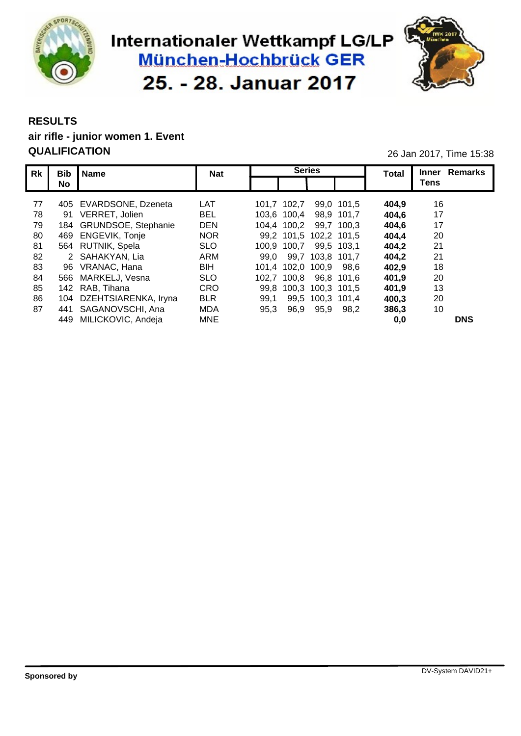# Internationaler Wettkampf LG/LP
## München-Hochbrück GER
## 25. - 28. Januar 2017

**RESULTS**

**air rifle - junior women 1. Event**

**QUALIFICATION**

26 Jan 2017, Time 15:38

| Rk | Bib No | Name | Nat | Series | | | | Total | Inner Tens | Remarks |
|---|---|---|---|---|---|---|---|---|---|---|
| 77 | 405 | EVARDSONE, Dzeneta | LAT | 101,7 | 102,7 | 99,0 | 101,5 | **404,9** | 16 | |
| 78 | 91 | VERRET, Jolien | BEL | 103,6 | 100,4 | 98,9 | 101,7 | **404,6** | 17 | |
| 79 | 184 | GRUNDSOE, Stephanie | DEN | 104,4 | 100,2 | 99,7 | 100,3 | **404,6** | 17 | |
| 80 | 469 | ENGEVIK, Tonje | NOR | 99,2 | 101,5 | 102,2 | 101,5 | **404,4** | 20 | |
| 81 | 564 | RUTNIK, Spela | SLO | 100,9 | 100,7 | 99,5 | 103,1 | **404,2** | 21 | |
| 82 | 2 | SAHAKYAN, Lia | ARM | 99,0 | 99,7 | 103,8 | 101,7 | **404,2** | 21 | |
| 83 | 96 | VRANAC, Hana | BIH | 101,4 | 102,0 | 100,9 | 98,6 | **402,9** | 18 | |
| 84 | 566 | MARKELJ, Vesna | SLO | 102,7 | 100,8 | 96,8 | 101,6 | **401,9** | 20 | |
| 85 | 142 | RAB, Tihana | CRO | 99,8 | 100,3 | 100,3 | 101,5 | **401,9** | 13 | |
| 86 | 104 | DZEHTSIARENKA, Iryna | BLR | 99,1 | 99,5 | 100,3 | 101,4 | **400,3** | 20 | |
| 87 | 441 | SAGANOVSCHI, Ana | MDA | 95,3 | 96,9 | 95,9 | 98,2 | **386,3** | 10 | |
| | 449 | MILICKOVIC, Andeja | MNE | | | | | **0,0** | | **DNS** |

**Sponsored by**

DV-System DAVID21+